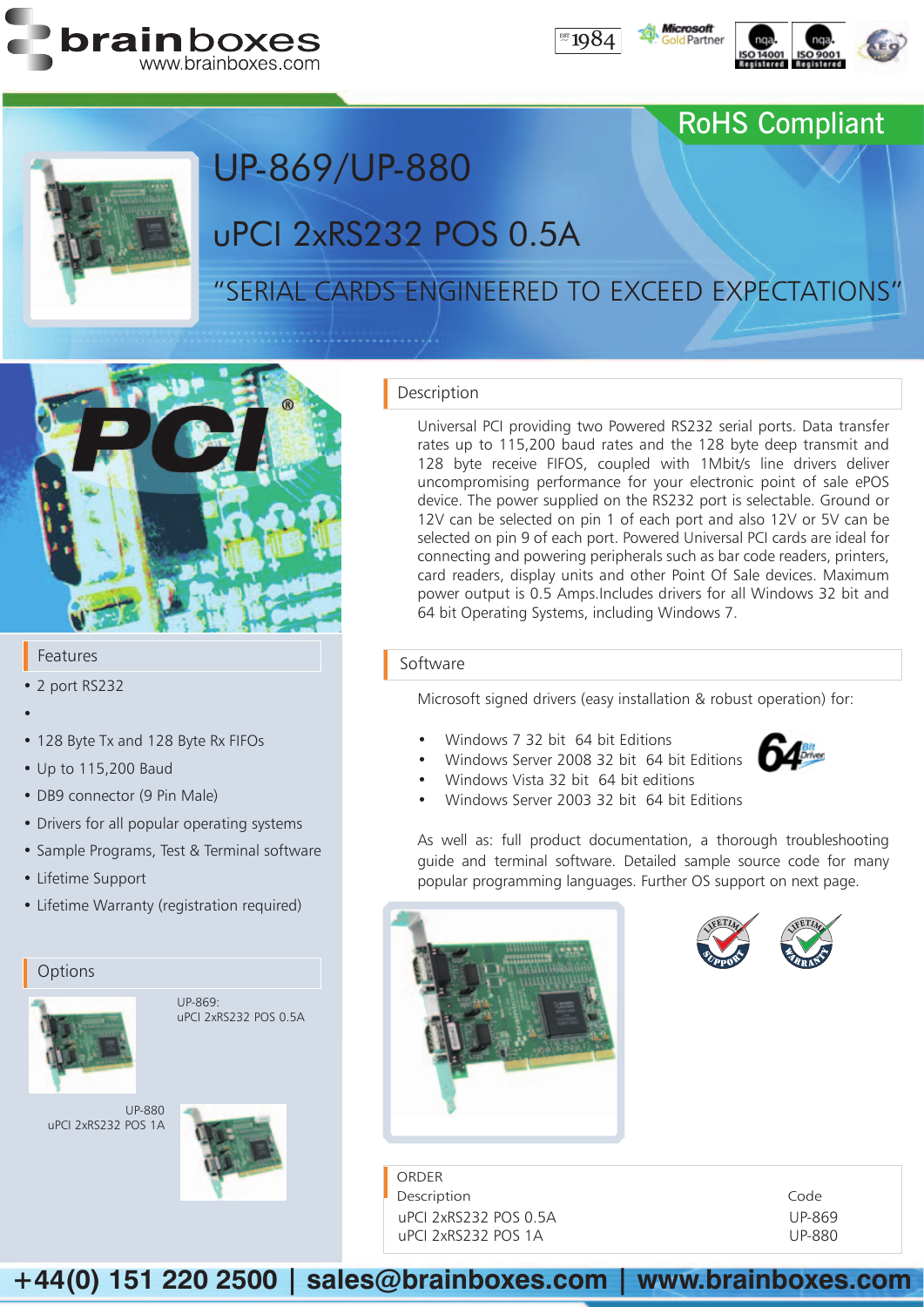# UP-869/UP-880

## uPCI 2xRS232 POS 0.5A

"SERIAL CARDS ENGINEERED TO EXCEED EXPECTATIONS"

RoHS Compliant

## Description

Universal PCI providing two Powered RS232 serial ports. Data transfer rates up to 115,200 baud rates and the 128 byte deep transmit and 128 byte receive FIFOS, coupled with 1Mbit/s line drivers deliver uncompromising performance for your electronic point of sale ePOS device. The power supplied on the RS232 port is selectable. Ground or 12V can be selected on pin 1 of each port and also 12V or 5V can be selected on pin 9 of each port. Powered Universal PCI cards are ideal for connecting and powering peripherals such as bar code readers, printers, card readers, display units and other Point Of Sale devices. Maximum power output is 0.5 Amps.Includes drivers for all Windows 32 bit and 64 bit Operating Systems, including Windows 7.

## Software

Microsoft signed drivers (easy installation & robust operation) for:

- Windows 7 32 bit 64 bit Editions
- Windows Server 2008 32 bit 64 bit Editions
- Windows Vista 32 bit 64 bit editions
- Windows Server 2003 32 bit 64 bit Editions

As well as: full product documentation, a thorough troubleshooting guide and terminal software. Detailed sample source code for many popular programming languages. Further OS support on next page.

## Features

- 2 port RS232
- 
- 128 Byte Tx and 128 Byte Rx FIFOs
- Up to 115,200 Baud
- DB9 connector (9 Pin Male)
- Drivers for all popular operating systems
- Sample Programs, Test & Terminal software
- Lifetime Support
- Lifetime Warranty (registration required)

## Options

UP-869:
uPCI 2xRS232 POS 0.5A

UP-880
uPCI 2xRS232 POS 1A

## ORDER

| Description | Code |
|---|---|
| uPCI 2xRS232 POS 0.5A | UP-869 |
| uPCI 2xRS232 POS 1A | UP-880 |

+44(0) 151 220 2500 | sales@brainboxes.com | www.brainboxes.com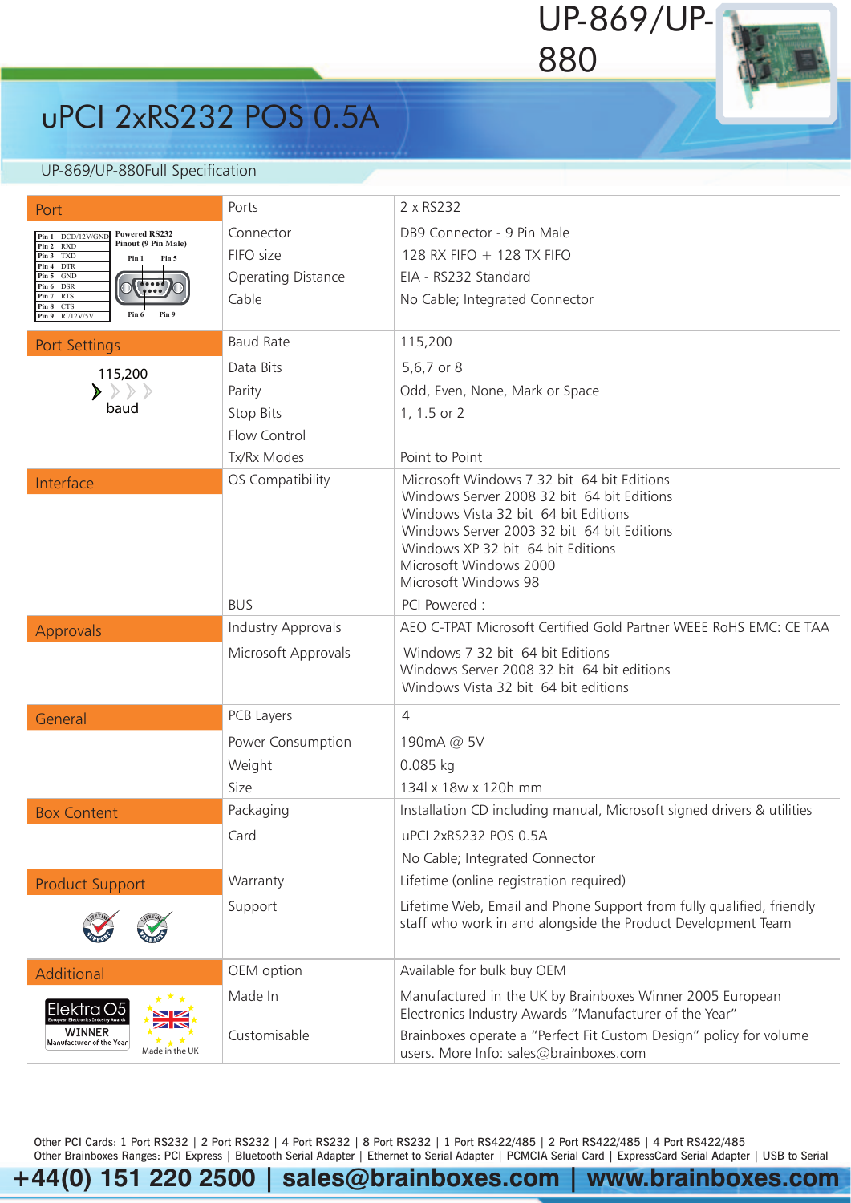# UP-869/UP-880

## uPCI 2xRS232 POS 0.5A

UP-869/UP-880Full Specification

| | | |
|---|---|---|
| **Port** | Ports | 2 x RS232 |
| | Connector | DB9 Connector - 9 Pin Male |
| | FIFO size | 128 RX FIFO + 128 TX FIFO |
| | Operating Distance | EIA - RS232 Standard |
| | Cable | No Cable; Integrated Connector |
| **Port Settings** | Baud Rate | 115,200 |
| | Data Bits | 5,6,7 or 8 |
| | Parity | Odd, Even, None, Mark or Space |
| | Stop Bits | 1, 1.5 or 2 |
| | Flow Control | |
| | Tx/Rx Modes | Point to Point |
| **Interface** | OS Compatibility | Microsoft Windows 7 32 bit 64 bit Editions<br>Windows Server 2008 32 bit 64 bit Editions<br>Windows Vista 32 bit 64 bit Editions<br>Windows Server 2003 32 bit 64 bit Editions<br>Windows XP 32 bit 64 bit Editions<br>Microsoft Windows 2000<br>Microsoft Windows 98 |
| | BUS | PCI Powered : |
| **Approvals** | Industry Approvals | AEO C-TPAT Microsoft Certified Gold Partner WEEE RoHS EMC: CE TAA |
| | Microsoft Approvals | Windows 7 32 bit 64 bit Editions<br>Windows Server 2008 32 bit 64 bit editions<br>Windows Vista 32 bit 64 bit editions |
| **General** | PCB Layers | 4 |
| | Power Consumption | 190mA @ 5V |
| | Weight | 0.085 kg |
| | Size | 134l x 18w x 120h mm |
| **Box Content** | Packaging | Installation CD including manual, Microsoft signed drivers & utilities |
| | Card | uPCI 2xRS232 POS 0.5A |
| | | No Cable; Integrated Connector |
| **Product Support** | Warranty | Lifetime (online registration required) |
| | Support | Lifetime Web, Email and Phone Support from fully qualified, friendly staff who work in and alongside the Product Development Team |
| **Additional** | OEM option | Available for bulk buy OEM |
| | Made In | Manufactured in the UK by Brainboxes Winner 2005 European Electronics Industry Awards "Manufacturer of the Year" |
| | Customisable | Brainboxes operate a "Perfect Fit Custom Design" policy for volume users. More Info: sales@brainboxes.com |

**Powered RS232 Pinout (9 Pin Male)**

| | |
|---|---|
| Pin 1 | DCD/12V/GND |
| Pin 2 | RXD |
| Pin 3 | TXD |
| Pin 4 | DTR |
| Pin 5 | GND |
| Pin 6 | DSR |
| Pin 7 | RTS |
| Pin 8 | CTS |
| Pin 9 | RI/12V/5V |

Pin 1 Pin 5 Pin 6 Pin 9

115,200 baud

Elektra 05 European Electronics Industry Awards WINNER Manufacturer of the Year

Made in the UK

Other PCI Cards: 1 Port RS232 | 2 Port RS232 | 4 Port RS232 | 8 Port RS232 | 1 Port RS422/485 | 2 Port RS422/485 | 4 Port RS422/485
Other Brainboxes Ranges: PCI Express | Bluetooth Serial Adapter | Ethernet to Serial Adapter | PCMCIA Serial Card | ExpressCard Serial Adapter | USB to Serial

**+44(0) 151 220 2500 | sales@brainboxes.com | www.brainboxes.com**